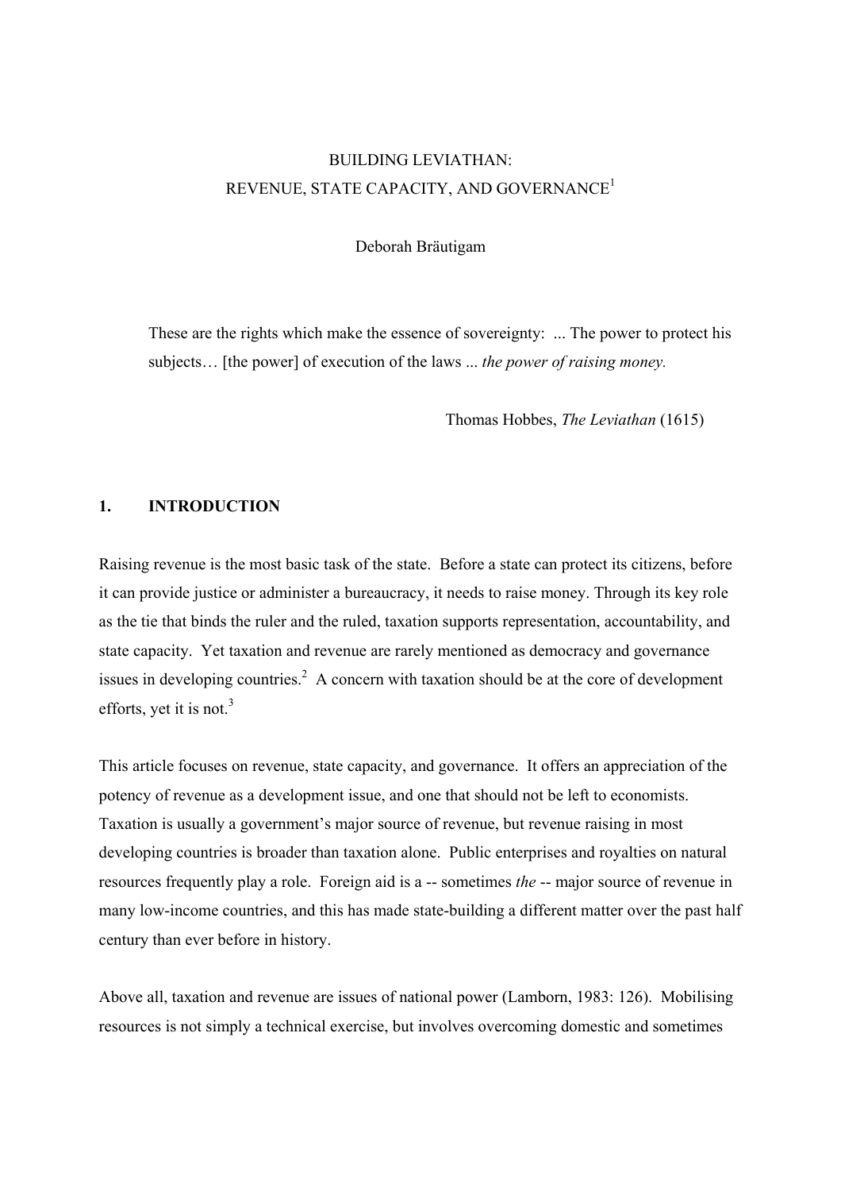# BUILDING LEVIATHAN:
# REVENUE, STATE CAPACITY, AND GOVERNANCE[1]

Deborah Bräutigam

> These are the rights which make the essence of sovereignty: ... The power to protect his subjects… [the power] of execution of the laws ... *the power of raising money.*
>
> Thomas Hobbes, *The Leviathan* (1615)

## 1. INTRODUCTION

Raising revenue is the most basic task of the state. Before a state can protect its citizens, before it can provide justice or administer a bureaucracy, it needs to raise money. Through its key role as the tie that binds the ruler and the ruled, taxation supports representation, accountability, and state capacity. Yet taxation and revenue are rarely mentioned as democracy and governance issues in developing countries.[2] A concern with taxation should be at the core of development efforts, yet it is not.[3]

This article focuses on revenue, state capacity, and governance. It offers an appreciation of the potency of revenue as a development issue, and one that should not be left to economists. Taxation is usually a government's major source of revenue, but revenue raising in most developing countries is broader than taxation alone. Public enterprises and royalties on natural resources frequently play a role. Foreign aid is a -- sometimes *the* -- major source of revenue in many low-income countries, and this has made state-building a different matter over the past half century than ever before in history.

Above all, taxation and revenue are issues of national power (Lamborn, 1983: 126). Mobilising resources is not simply a technical exercise, but involves overcoming domestic and sometimes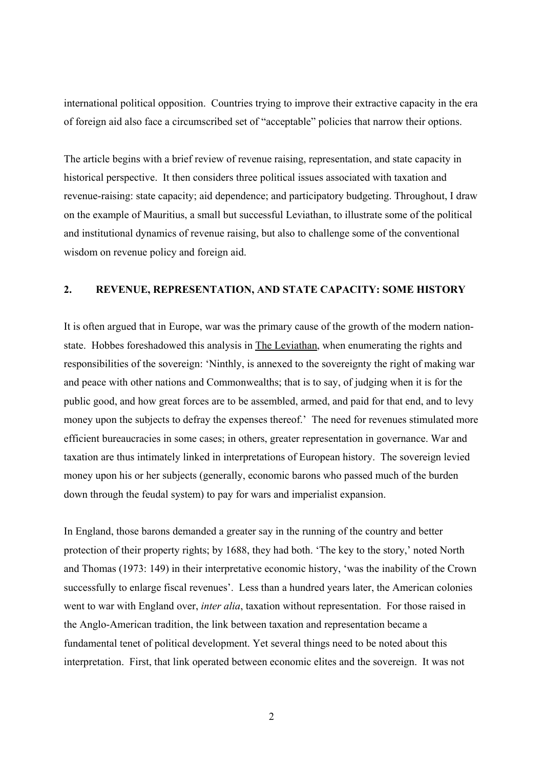international political opposition. Countries trying to improve their extractive capacity in the era of foreign aid also face a circumscribed set of "acceptable" policies that narrow their options.

The article begins with a brief review of revenue raising, representation, and state capacity in historical perspective. It then considers three political issues associated with taxation and revenue-raising: state capacity; aid dependence; and participatory budgeting. Throughout, I draw on the example of Mauritius, a small but successful Leviathan, to illustrate some of the political and institutional dynamics of revenue raising, but also to challenge some of the conventional wisdom on revenue policy and foreign aid.

## 2. REVENUE, REPRESENTATION, AND STATE CAPACITY: SOME HISTORY

It is often argued that in Europe, war was the primary cause of the growth of the modern nation-state. Hobbes foreshadowed this analysis in The Leviathan, when enumerating the rights and responsibilities of the sovereign: 'Ninthly, is annexed to the sovereignty the right of making war and peace with other nations and Commonwealths; that is to say, of judging when it is for the public good, and how great forces are to be assembled, armed, and paid for that end, and to levy money upon the subjects to defray the expenses thereof.' The need for revenues stimulated more efficient bureaucracies in some cases; in others, greater representation in governance. War and taxation are thus intimately linked in interpretations of European history. The sovereign levied money upon his or her subjects (generally, economic barons who passed much of the burden down through the feudal system) to pay for wars and imperialist expansion.

In England, those barons demanded a greater say in the running of the country and better protection of their property rights; by 1688, they had both. 'The key to the story,' noted North and Thomas (1973: 149) in their interpretative economic history, 'was the inability of the Crown successfully to enlarge fiscal revenues'. Less than a hundred years later, the American colonies went to war with England over, *inter alia*, taxation without representation. For those raised in the Anglo-American tradition, the link between taxation and representation became a fundamental tenet of political development. Yet several things need to be noted about this interpretation. First, that link operated between economic elites and the sovereign. It was not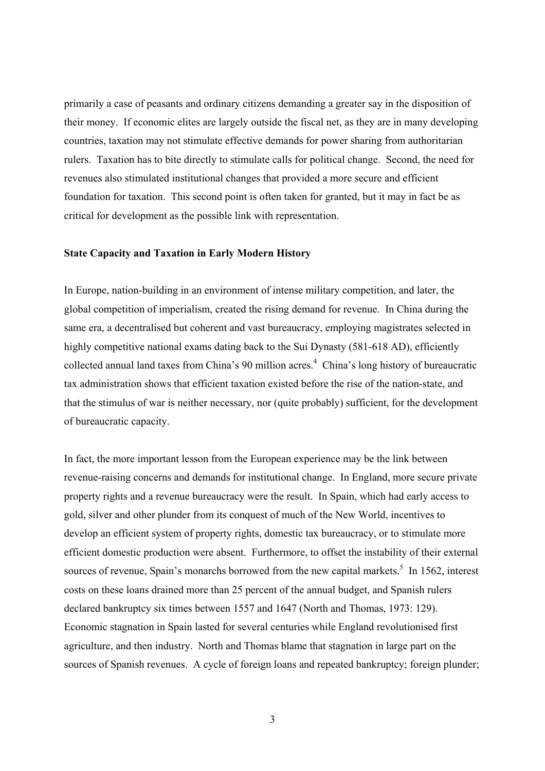primarily a case of peasants and ordinary citizens demanding a greater say in the disposition of their money. If economic elites are largely outside the fiscal net, as they are in many developing countries, taxation may not stimulate effective demands for power sharing from authoritarian rulers. Taxation has to bite directly to stimulate calls for political change. Second, the need for revenues also stimulated institutional changes that provided a more secure and efficient foundation for taxation. This second point is often taken for granted, but it may in fact be as critical for development as the possible link with representation.

**State Capacity and Taxation in Early Modern History**

In Europe, nation-building in an environment of intense military competition, and later, the global competition of imperialism, created the rising demand for revenue. In China during the same era, a decentralised but coherent and vast bureaucracy, employing magistrates selected in highly competitive national exams dating back to the Sui Dynasty (581-618 AD), efficiently collected annual land taxes from China's 90 million acres.[4] China's long history of bureaucratic tax administration shows that efficient taxation existed before the rise of the nation-state, and that the stimulus of war is neither necessary, nor (quite probably) sufficient, for the development of bureaucratic capacity.

In fact, the more important lesson from the European experience may be the link between revenue-raising concerns and demands for institutional change. In England, more secure private property rights and a revenue bureaucracy were the result. In Spain, which had early access to gold, silver and other plunder from its conquest of much of the New World, incentives to develop an efficient system of property rights, domestic tax bureaucracy, or to stimulate more efficient domestic production were absent. Furthermore, to offset the instability of their external sources of revenue, Spain's monarchs borrowed from the new capital markets.[5] In 1562, interest costs on these loans drained more than 25 percent of the annual budget, and Spanish rulers declared bankruptcy six times between 1557 and 1647 (North and Thomas, 1973: 129). Economic stagnation in Spain lasted for several centuries while England revolutionised first agriculture, and then industry. North and Thomas blame that stagnation in large part on the sources of Spanish revenues. A cycle of foreign loans and repeated bankruptcy; foreign plunder;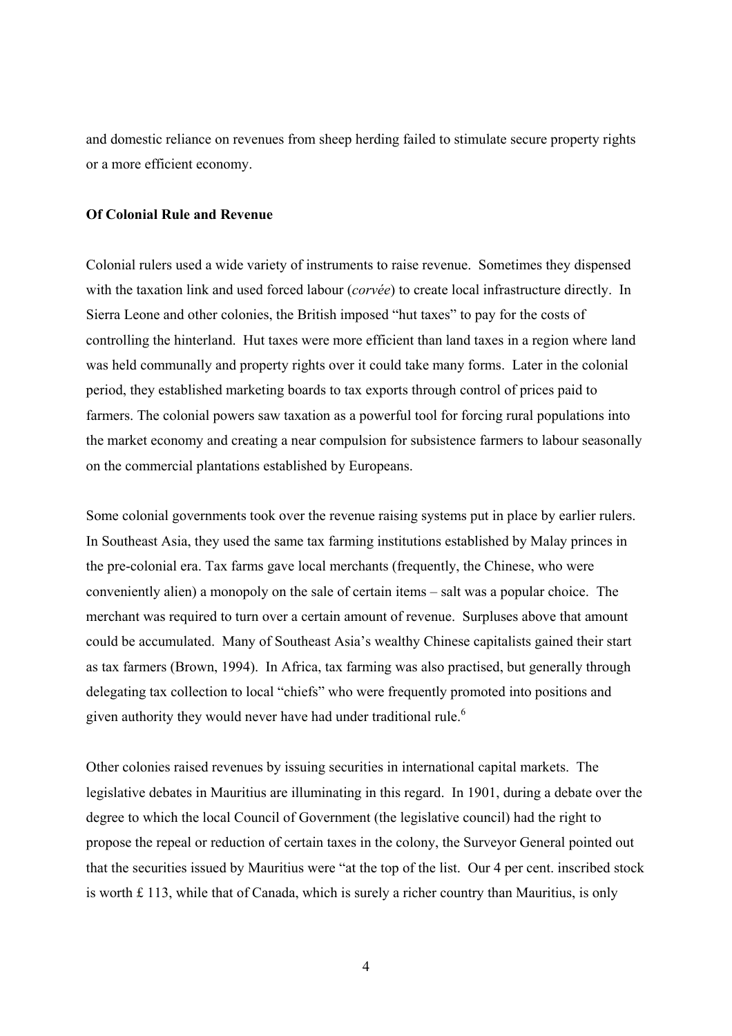and domestic reliance on revenues from sheep herding failed to stimulate secure property rights or a more efficient economy.

**Of Colonial Rule and Revenue**

Colonial rulers used a wide variety of instruments to raise revenue. Sometimes they dispensed with the taxation link and used forced labour (*corvée*) to create local infrastructure directly. In Sierra Leone and other colonies, the British imposed "hut taxes" to pay for the costs of controlling the hinterland. Hut taxes were more efficient than land taxes in a region where land was held communally and property rights over it could take many forms. Later in the colonial period, they established marketing boards to tax exports through control of prices paid to farmers. The colonial powers saw taxation as a powerful tool for forcing rural populations into the market economy and creating a near compulsion for subsistence farmers to labour seasonally on the commercial plantations established by Europeans.

Some colonial governments took over the revenue raising systems put in place by earlier rulers. In Southeast Asia, they used the same tax farming institutions established by Malay princes in the pre-colonial era. Tax farms gave local merchants (frequently, the Chinese, who were conveniently alien) a monopoly on the sale of certain items – salt was a popular choice. The merchant was required to turn over a certain amount of revenue. Surpluses above that amount could be accumulated. Many of Southeast Asia's wealthy Chinese capitalists gained their start as tax farmers (Brown, 1994). In Africa, tax farming was also practised, but generally through delegating tax collection to local "chiefs" who were frequently promoted into positions and given authority they would never have had under traditional rule.[6]

Other colonies raised revenues by issuing securities in international capital markets. The legislative debates in Mauritius are illuminating in this regard. In 1901, during a debate over the degree to which the local Council of Government (the legislative council) had the right to propose the repeal or reduction of certain taxes in the colony, the Surveyor General pointed out that the securities issued by Mauritius were "at the top of the list. Our 4 per cent. inscribed stock is worth £ 113, while that of Canada, which is surely a richer country than Mauritius, is only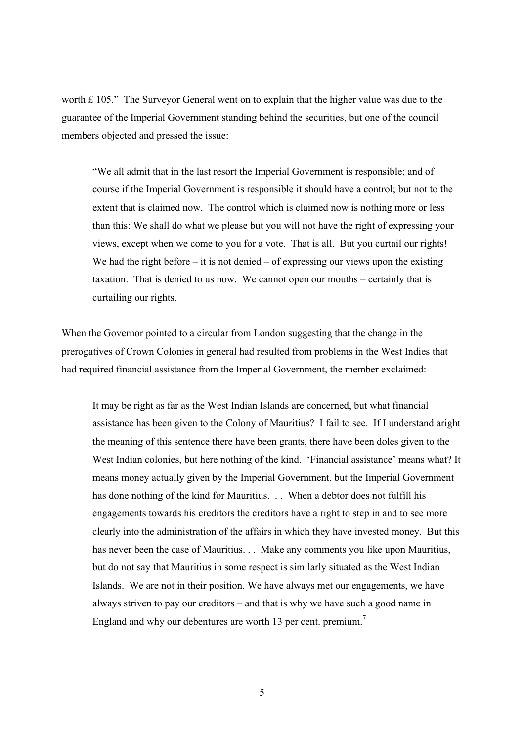worth £ 105." The Surveyor General went on to explain that the higher value was due to the guarantee of the Imperial Government standing behind the securities, but one of the council members objected and pressed the issue:

> "We all admit that in the last resort the Imperial Government is responsible; and of course if the Imperial Government is responsible it should have a control; but not to the extent that is claimed now. The control which is claimed now is nothing more or less than this: We shall do what we please but you will not have the right of expressing your views, except when we come to you for a vote. That is all. But you curtail our rights! We had the right before – it is not denied – of expressing our views upon the existing taxation. That is denied to us now. We cannot open our mouths – certainly that is curtailing our rights.

When the Governor pointed to a circular from London suggesting that the change in the prerogatives of Crown Colonies in general had resulted from problems in the West Indies that had required financial assistance from the Imperial Government, the member exclaimed:

> It may be right as far as the West Indian Islands are concerned, but what financial assistance has been given to the Colony of Mauritius? I fail to see. If I understand aright the meaning of this sentence there have been grants, there have been doles given to the West Indian colonies, but here nothing of the kind. 'Financial assistance' means what? It means money actually given by the Imperial Government, but the Imperial Government has done nothing of the kind for Mauritius. . . When a debtor does not fulfill his engagements towards his creditors the creditors have a right to step in and to see more clearly into the administration of the affairs in which they have invested money. But this has never been the case of Mauritius. . . Make any comments you like upon Mauritius, but do not say that Mauritius in some respect is similarly situated as the West Indian Islands. We are not in their position. We have always met our engagements, we have always striven to pay our creditors – and that is why we have such a good name in England and why our debentures are worth 13 per cent. premium.[7]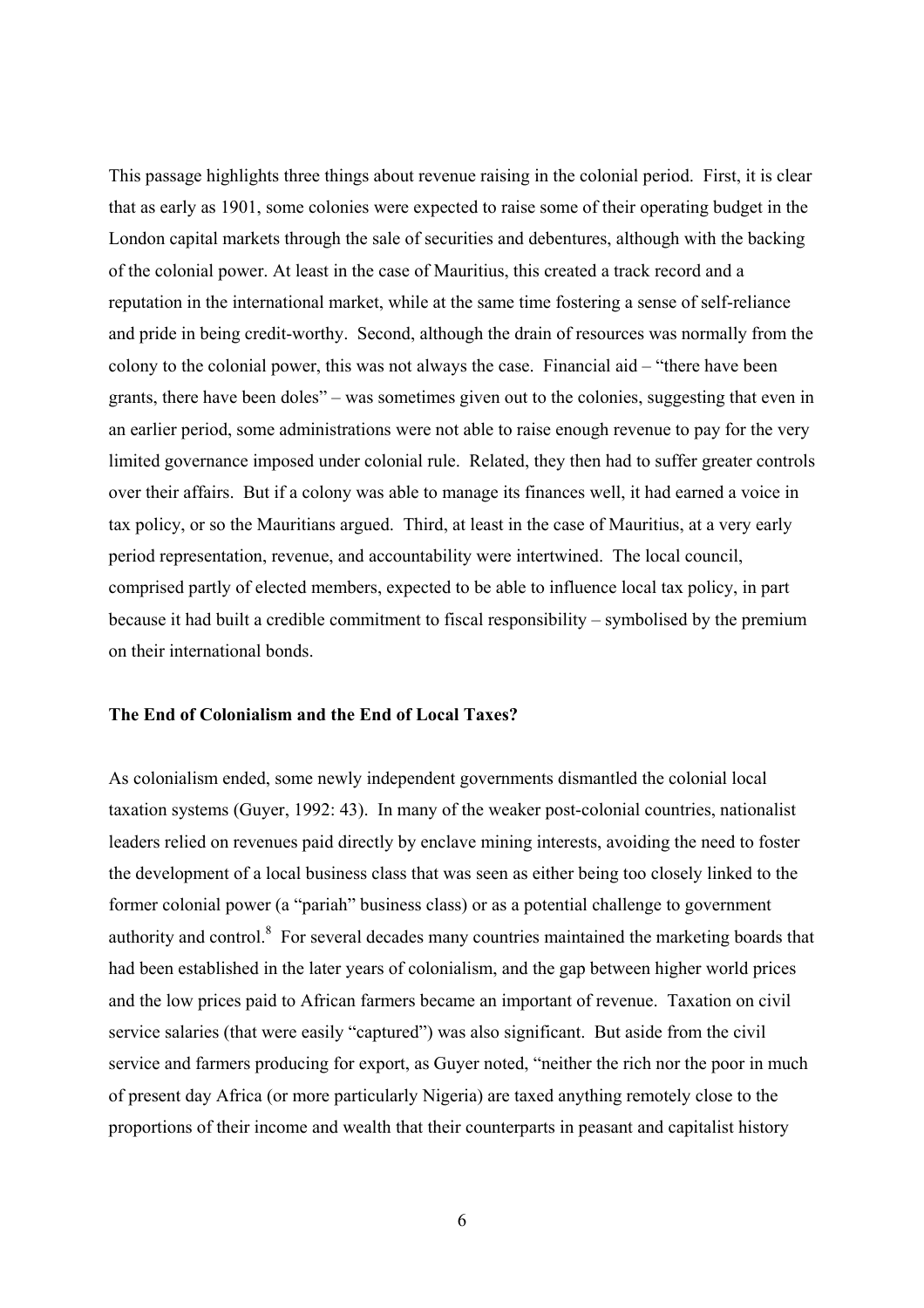This passage highlights three things about revenue raising in the colonial period. First, it is clear that as early as 1901, some colonies were expected to raise some of their operating budget in the London capital markets through the sale of securities and debentures, although with the backing of the colonial power. At least in the case of Mauritius, this created a track record and a reputation in the international market, while at the same time fostering a sense of self-reliance and pride in being credit-worthy. Second, although the drain of resources was normally from the colony to the colonial power, this was not always the case. Financial aid – "there have been grants, there have been doles" – was sometimes given out to the colonies, suggesting that even in an earlier period, some administrations were not able to raise enough revenue to pay for the very limited governance imposed under colonial rule. Related, they then had to suffer greater controls over their affairs. But if a colony was able to manage its finances well, it had earned a voice in tax policy, or so the Mauritians argued. Third, at least in the case of Mauritius, at a very early period representation, revenue, and accountability were intertwined. The local council, comprised partly of elected members, expected to be able to influence local tax policy, in part because it had built a credible commitment to fiscal responsibility – symbolised by the premium on their international bonds.

**The End of Colonialism and the End of Local Taxes?**

As colonialism ended, some newly independent governments dismantled the colonial local taxation systems (Guyer, 1992: 43). In many of the weaker post-colonial countries, nationalist leaders relied on revenues paid directly by enclave mining interests, avoiding the need to foster the development of a local business class that was seen as either being too closely linked to the former colonial power (a "pariah" business class) or as a potential challenge to government authority and control.[8] For several decades many countries maintained the marketing boards that had been established in the later years of colonialism, and the gap between higher world prices and the low prices paid to African farmers became an important of revenue. Taxation on civil service salaries (that were easily "captured") was also significant. But aside from the civil service and farmers producing for export, as Guyer noted, "neither the rich nor the poor in much of present day Africa (or more particularly Nigeria) are taxed anything remotely close to the proportions of their income and wealth that their counterparts in peasant and capitalist history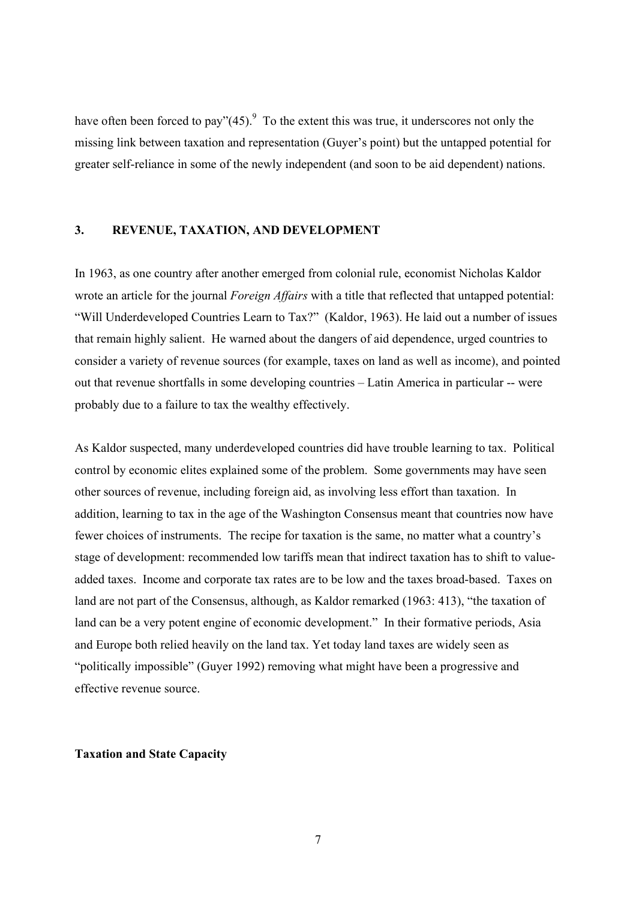have often been forced to pay"(45).[9] To the extent this was true, it underscores not only the missing link between taxation and representation (Guyer's point) but the untapped potential for greater self-reliance in some of the newly independent (and soon to be aid dependent) nations.

## 3. REVENUE, TAXATION, AND DEVELOPMENT

In 1963, as one country after another emerged from colonial rule, economist Nicholas Kaldor wrote an article for the journal *Foreign Affairs* with a title that reflected that untapped potential: "Will Underdeveloped Countries Learn to Tax?" (Kaldor, 1963). He laid out a number of issues that remain highly salient. He warned about the dangers of aid dependence, urged countries to consider a variety of revenue sources (for example, taxes on land as well as income), and pointed out that revenue shortfalls in some developing countries – Latin America in particular -- were probably due to a failure to tax the wealthy effectively.

As Kaldor suspected, many underdeveloped countries did have trouble learning to tax. Political control by economic elites explained some of the problem. Some governments may have seen other sources of revenue, including foreign aid, as involving less effort than taxation. In addition, learning to tax in the age of the Washington Consensus meant that countries now have fewer choices of instruments. The recipe for taxation is the same, no matter what a country's stage of development: recommended low tariffs mean that indirect taxation has to shift to value-added taxes. Income and corporate tax rates are to be low and the taxes broad-based. Taxes on land are not part of the Consensus, although, as Kaldor remarked (1963: 413), "the taxation of land can be a very potent engine of economic development." In their formative periods, Asia and Europe both relied heavily on the land tax. Yet today land taxes are widely seen as "politically impossible" (Guyer 1992) removing what might have been a progressive and effective revenue source.

### Taxation and State Capacity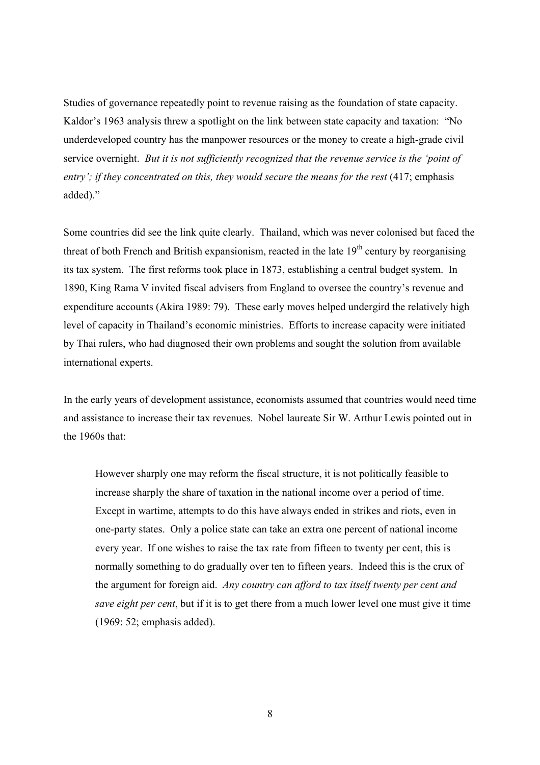Studies of governance repeatedly point to revenue raising as the foundation of state capacity. Kaldor's 1963 analysis threw a spotlight on the link between state capacity and taxation: "No underdeveloped country has the manpower resources or the money to create a high-grade civil service overnight. *But it is not sufficiently recognized that the revenue service is the 'point of entry'; if they concentrated on this, they would secure the means for the rest* (417; emphasis added)."

Some countries did see the link quite clearly. Thailand, which was never colonised but faced the threat of both French and British expansionism, reacted in the late 19th century by reorganising its tax system. The first reforms took place in 1873, establishing a central budget system. In 1890, King Rama V invited fiscal advisers from England to oversee the country's revenue and expenditure accounts (Akira 1989: 79). These early moves helped undergird the relatively high level of capacity in Thailand's economic ministries. Efforts to increase capacity were initiated by Thai rulers, who had diagnosed their own problems and sought the solution from available international experts.

In the early years of development assistance, economists assumed that countries would need time and assistance to increase their tax revenues. Nobel laureate Sir W. Arthur Lewis pointed out in the 1960s that:

> However sharply one may reform the fiscal structure, it is not politically feasible to increase sharply the share of taxation in the national income over a period of time. Except in wartime, attempts to do this have always ended in strikes and riots, even in one-party states. Only a police state can take an extra one percent of national income every year. If one wishes to raise the tax rate from fifteen to twenty per cent, this is normally something to do gradually over ten to fifteen years. Indeed this is the crux of the argument for foreign aid. *Any country can afford to tax itself twenty per cent and save eight per cent*, but if it is to get there from a much lower level one must give it time (1969: 52; emphasis added).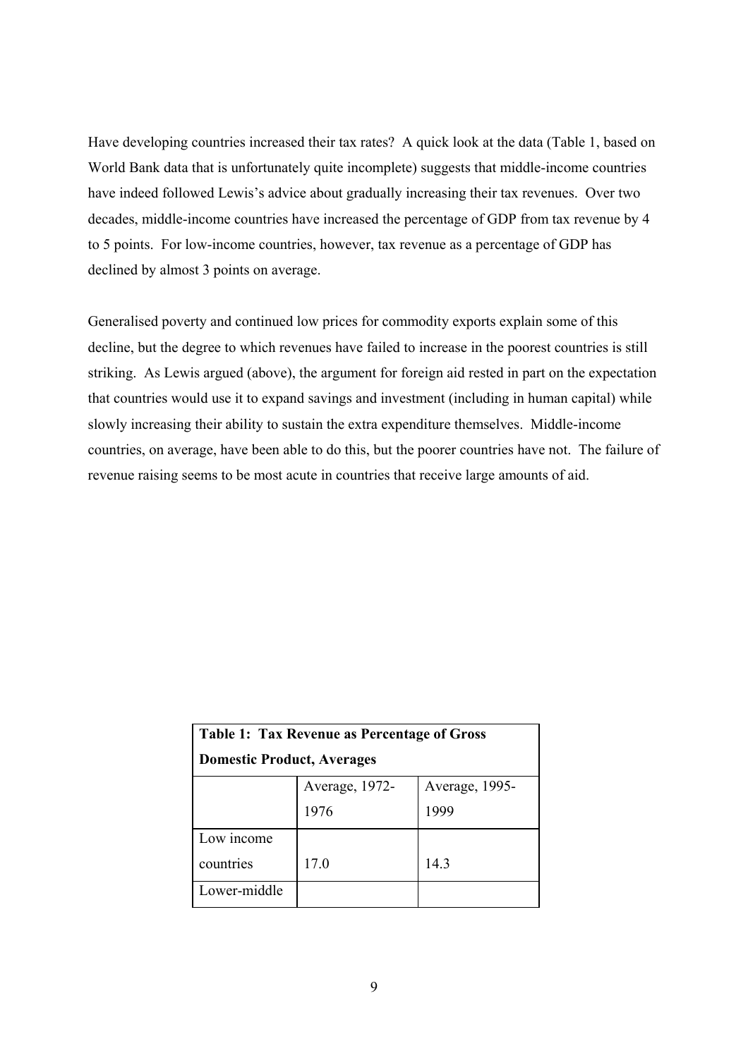Have developing countries increased their tax rates? A quick look at the data (Table 1, based on World Bank data that is unfortunately quite incomplete) suggests that middle-income countries have indeed followed Lewis's advice about gradually increasing their tax revenues. Over two decades, middle-income countries have increased the percentage of GDP from tax revenue by 4 to 5 points. For low-income countries, however, tax revenue as a percentage of GDP has declined by almost 3 points on average.

Generalised poverty and continued low prices for commodity exports explain some of this decline, but the degree to which revenues have failed to increase in the poorest countries is still striking. As Lewis argued (above), the argument for foreign aid rested in part on the expectation that countries would use it to expand savings and investment (including in human capital) while slowly increasing their ability to sustain the extra expenditure themselves. Middle-income countries, on average, have been able to do this, but the poorer countries have not. The failure of revenue raising seems to be most acute in countries that receive large amounts of aid.

**Table 1: Tax Revenue as Percentage of Gross Domestic Product, Averages**

| | Average, 1972-1976 | Average, 1995-1999 |
|---|---|---|
| Low income countries | 17.0 | 14.3 |
| Lower-middle | | |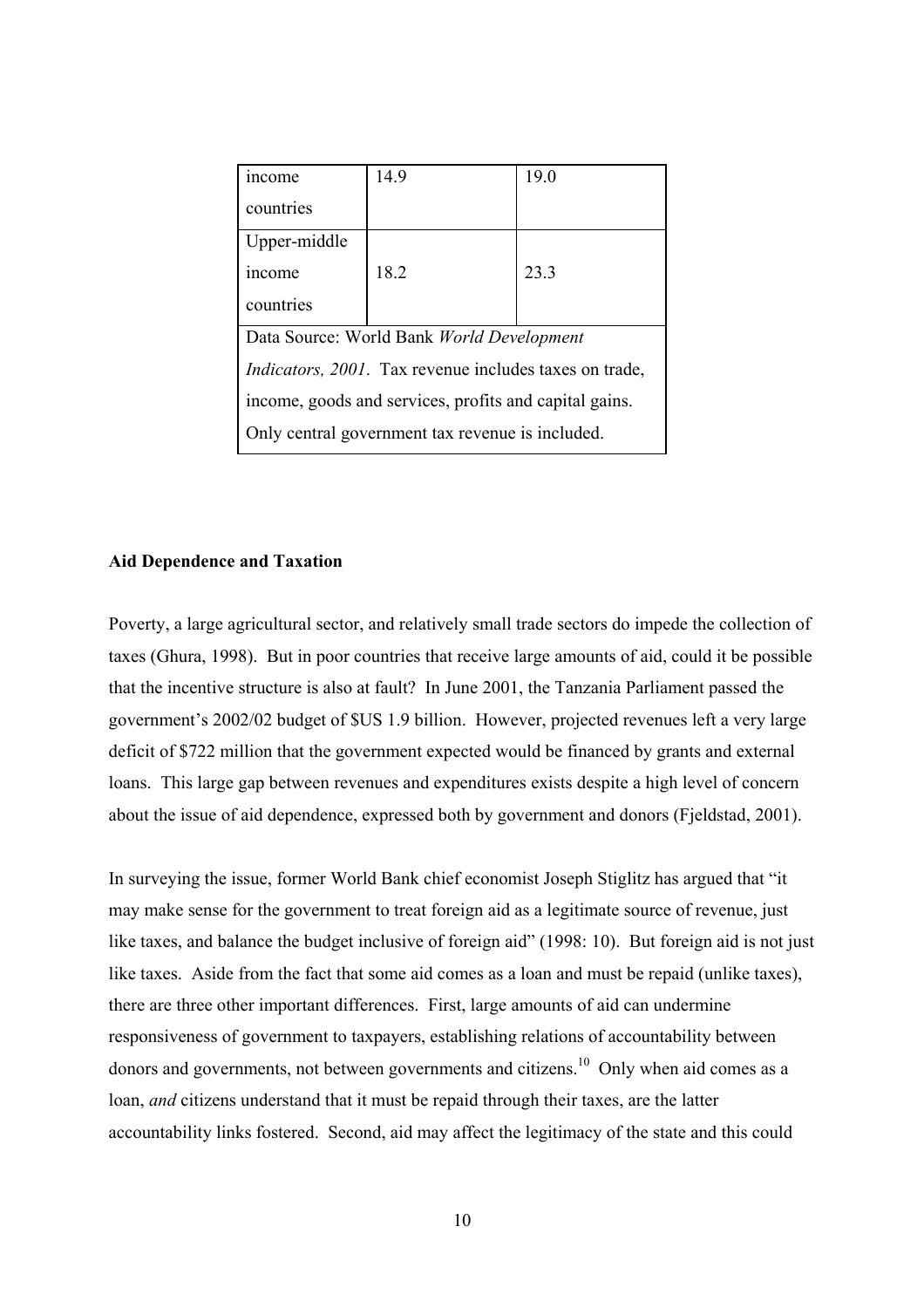| income countries | 14.9 | 19.0 |
| --- | --- | --- |
| Upper-middle income countries | 18.2 | 23.3 |
| Data Source: World Bank *World Development Indicators, 2001*. Tax revenue includes taxes on trade, income, goods and services, profits and capital gains. Only central government tax revenue is included. | | |

**Aid Dependence and Taxation**

Poverty, a large agricultural sector, and relatively small trade sectors do impede the collection of taxes (Ghura, 1998). But in poor countries that receive large amounts of aid, could it be possible that the incentive structure is also at fault? In June 2001, the Tanzania Parliament passed the government's 2002/02 budget of $US 1.9 billion. However, projected revenues left a very large deficit of $722 million that the government expected would be financed by grants and external loans. This large gap between revenues and expenditures exists despite a high level of concern about the issue of aid dependence, expressed both by government and donors (Fjeldstad, 2001).

In surveying the issue, former World Bank chief economist Joseph Stiglitz has argued that "it may make sense for the government to treat foreign aid as a legitimate source of revenue, just like taxes, and balance the budget inclusive of foreign aid" (1998: 10). But foreign aid is not just like taxes. Aside from the fact that some aid comes as a loan and must be repaid (unlike taxes), there are three other important differences. First, large amounts of aid can undermine responsiveness of government to taxpayers, establishing relations of accountability between donors and governments, not between governments and citizens.[10] Only when aid comes as a loan, *and* citizens understand that it must be repaid through their taxes, are the latter accountability links fostered. Second, aid may affect the legitimacy of the state and this could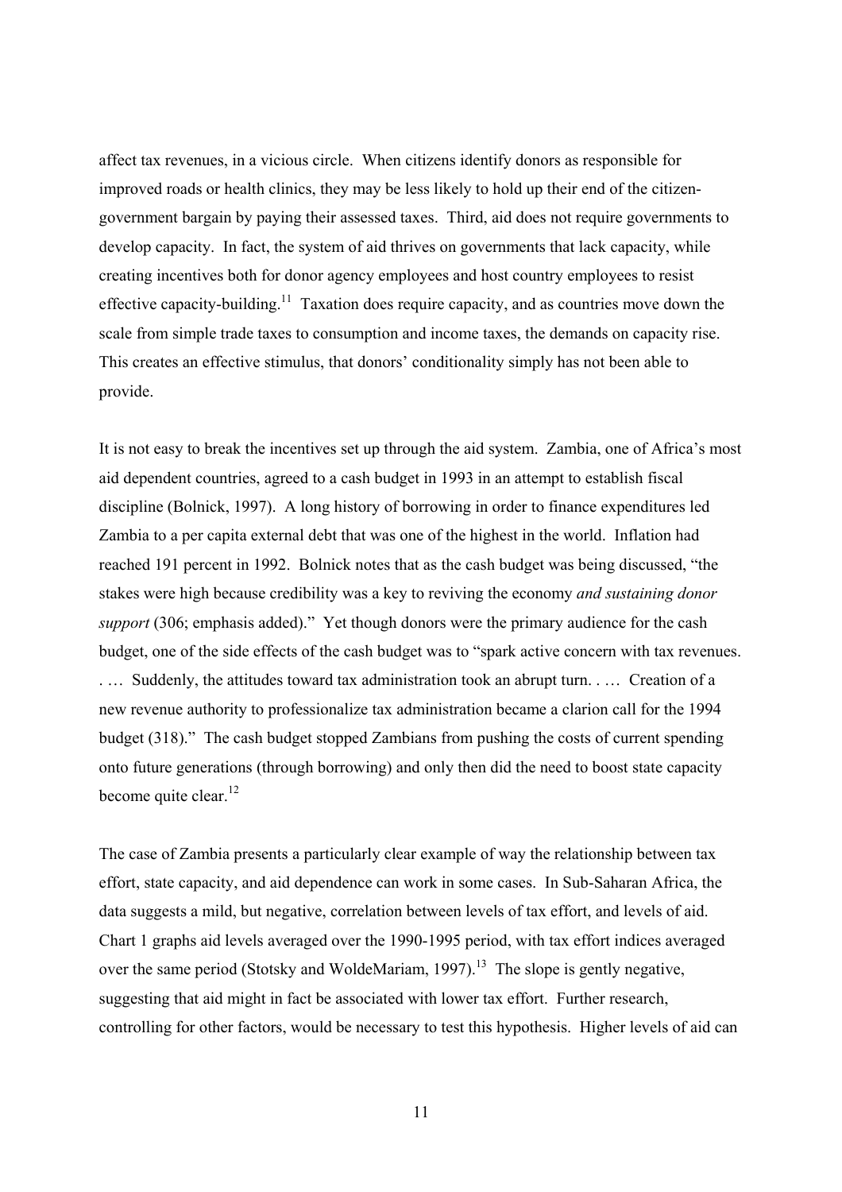affect tax revenues, in a vicious circle. When citizens identify donors as responsible for improved roads or health clinics, they may be less likely to hold up their end of the citizen-government bargain by paying their assessed taxes. Third, aid does not require governments to develop capacity. In fact, the system of aid thrives on governments that lack capacity, while creating incentives both for donor agency employees and host country employees to resist effective capacity-building.[11] Taxation does require capacity, and as countries move down the scale from simple trade taxes to consumption and income taxes, the demands on capacity rise. This creates an effective stimulus, that donors' conditionality simply has not been able to provide.

It is not easy to break the incentives set up through the aid system. Zambia, one of Africa's most aid dependent countries, agreed to a cash budget in 1993 in an attempt to establish fiscal discipline (Bolnick, 1997). A long history of borrowing in order to finance expenditures led Zambia to a per capita external debt that was one of the highest in the world. Inflation had reached 191 percent in 1992. Bolnick notes that as the cash budget was being discussed, "the stakes were high because credibility was a key to reviving the economy *and sustaining donor support* (306; emphasis added)." Yet though donors were the primary audience for the cash budget, one of the side effects of the cash budget was to "spark active concern with tax revenues. . … Suddenly, the attitudes toward tax administration took an abrupt turn. . … Creation of a new revenue authority to professionalize tax administration became a clarion call for the 1994 budget (318)." The cash budget stopped Zambians from pushing the costs of current spending onto future generations (through borrowing) and only then did the need to boost state capacity become quite clear.[12]

The case of Zambia presents a particularly clear example of way the relationship between tax effort, state capacity, and aid dependence can work in some cases. In Sub-Saharan Africa, the data suggests a mild, but negative, correlation between levels of tax effort, and levels of aid. Chart 1 graphs aid levels averaged over the 1990-1995 period, with tax effort indices averaged over the same period (Stotsky and WoldeMariam, 1997).[13] The slope is gently negative, suggesting that aid might in fact be associated with lower tax effort. Further research, controlling for other factors, would be necessary to test this hypothesis. Higher levels of aid can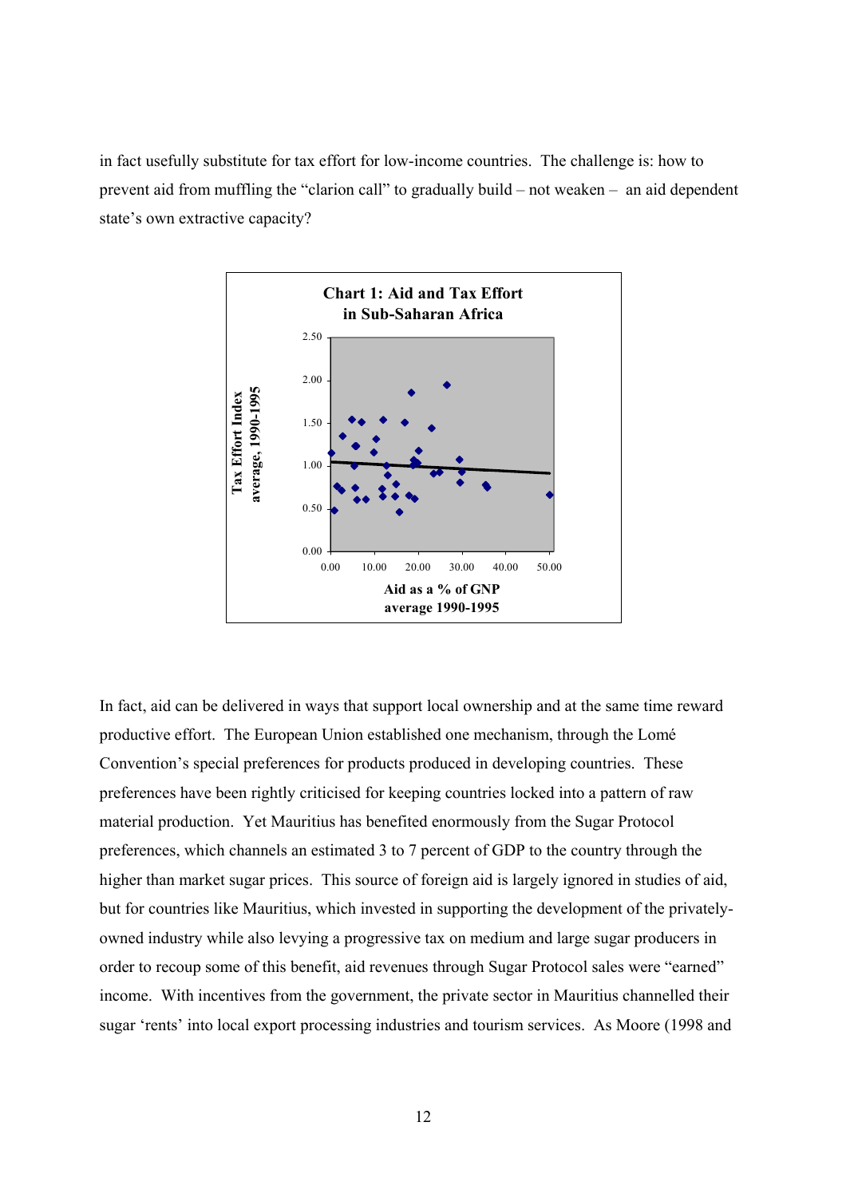in fact usefully substitute for tax effort for low-income countries. The challenge is: how to prevent aid from muffling the "clarion call" to gradually build – not weaken – an aid dependent state's own extractive capacity?

**Chart 1: Aid and Tax Effort in Sub-Saharan Africa**

In fact, aid can be delivered in ways that support local ownership and at the same time reward productive effort. The European Union established one mechanism, through the Lomé Convention's special preferences for products produced in developing countries. These preferences have been rightly criticised for keeping countries locked into a pattern of raw material production. Yet Mauritius has benefited enormously from the Sugar Protocol preferences, which channels an estimated 3 to 7 percent of GDP to the country through the higher than market sugar prices. This source of foreign aid is largely ignored in studies of aid, but for countries like Mauritius, which invested in supporting the development of the privately-owned industry while also levying a progressive tax on medium and large sugar producers in order to recoup some of this benefit, aid revenues through Sugar Protocol sales were "earned" income. With incentives from the government, the private sector in Mauritius channelled their sugar 'rents' into local export processing industries and tourism services. As Moore (1998 and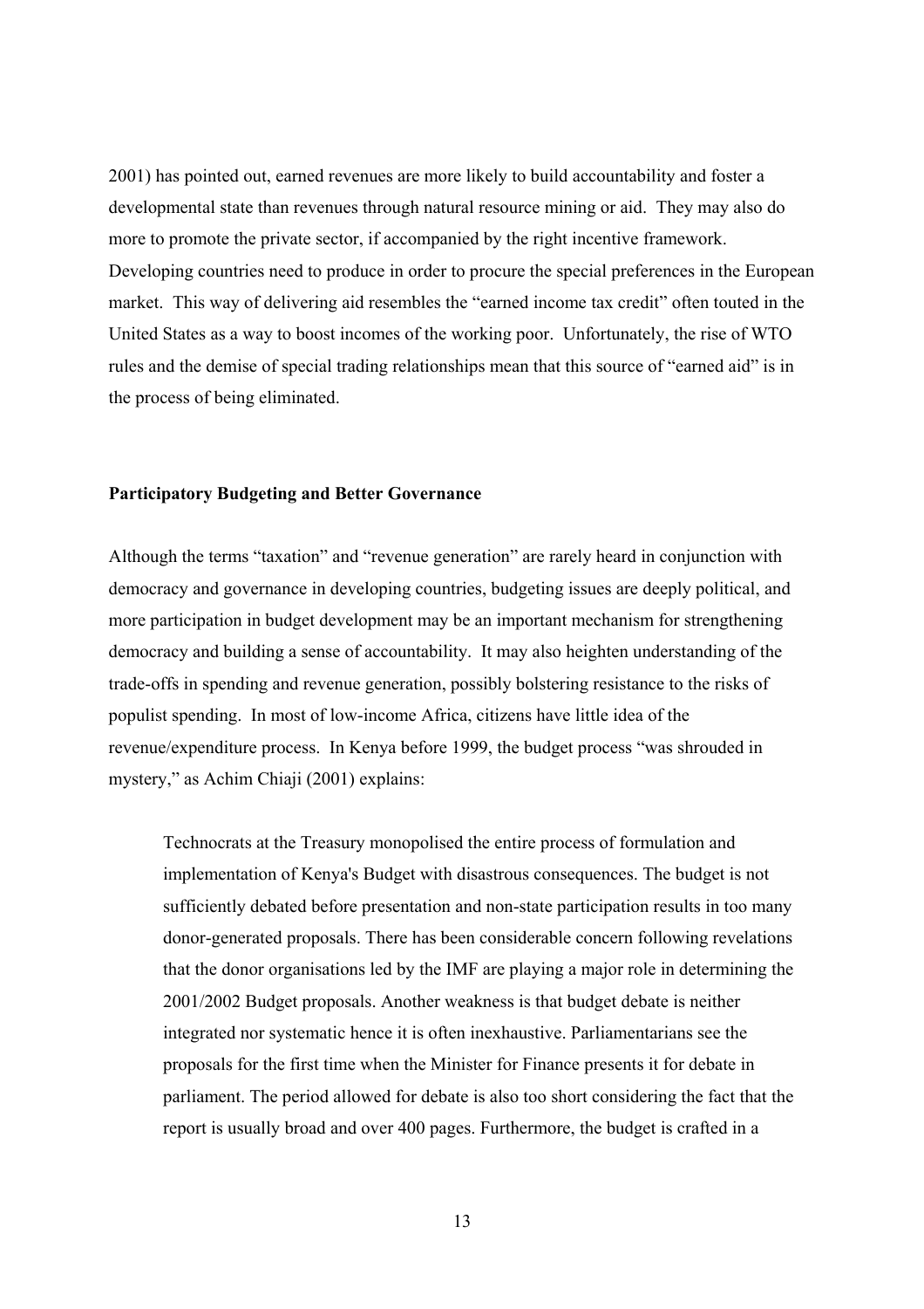2001) has pointed out, earned revenues are more likely to build accountability and foster a developmental state than revenues through natural resource mining or aid. They may also do more to promote the private sector, if accompanied by the right incentive framework. Developing countries need to produce in order to procure the special preferences in the European market. This way of delivering aid resembles the "earned income tax credit" often touted in the United States as a way to boost incomes of the working poor. Unfortunately, the rise of WTO rules and the demise of special trading relationships mean that this source of "earned aid" is in the process of being eliminated.

**Participatory Budgeting and Better Governance**

Although the terms "taxation" and "revenue generation" are rarely heard in conjunction with democracy and governance in developing countries, budgeting issues are deeply political, and more participation in budget development may be an important mechanism for strengthening democracy and building a sense of accountability. It may also heighten understanding of the trade-offs in spending and revenue generation, possibly bolstering resistance to the risks of populist spending. In most of low-income Africa, citizens have little idea of the revenue/expenditure process. In Kenya before 1999, the budget process "was shrouded in mystery," as Achim Chiaji (2001) explains:

> Technocrats at the Treasury monopolised the entire process of formulation and implementation of Kenya's Budget with disastrous consequences. The budget is not sufficiently debated before presentation and non-state participation results in too many donor-generated proposals. There has been considerable concern following revelations that the donor organisations led by the IMF are playing a major role in determining the 2001/2002 Budget proposals. Another weakness is that budget debate is neither integrated nor systematic hence it is often inexhaustive. Parliamentarians see the proposals for the first time when the Minister for Finance presents it for debate in parliament. The period allowed for debate is also too short considering the fact that the report is usually broad and over 400 pages. Furthermore, the budget is crafted in a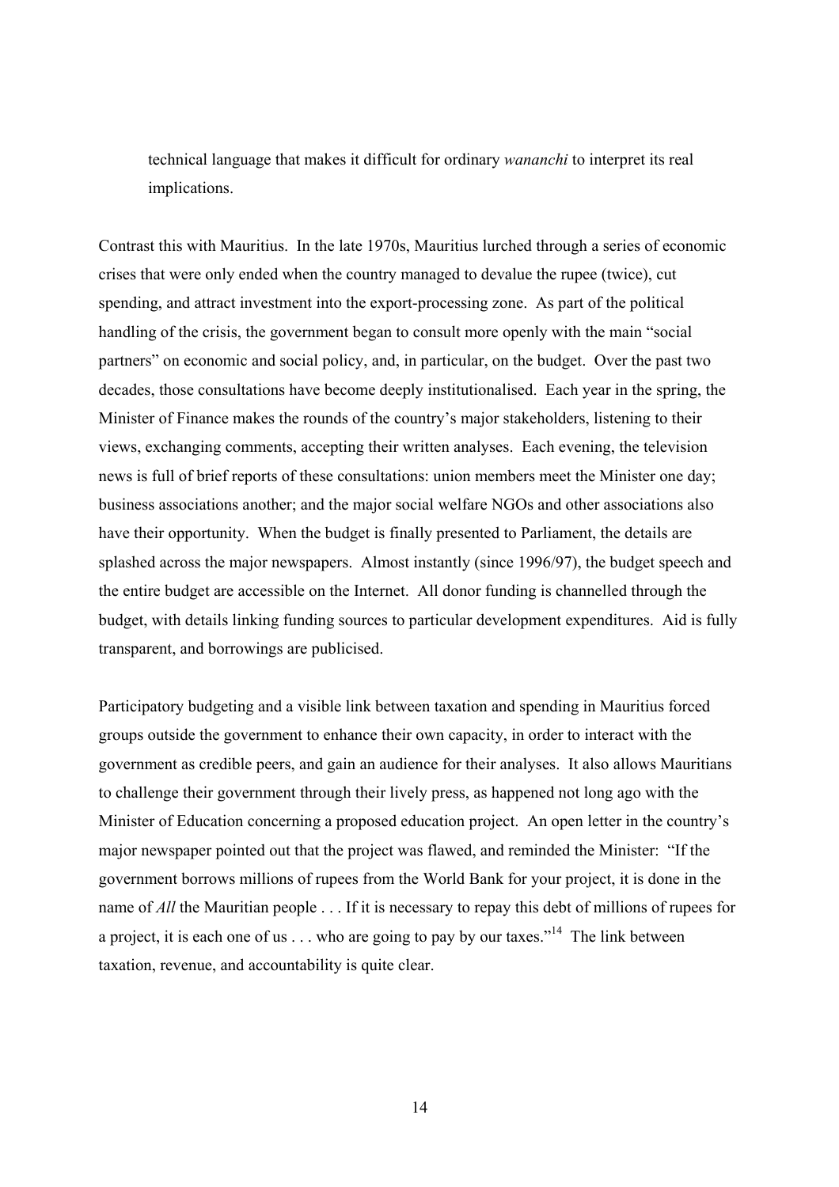technical language that makes it difficult for ordinary *wananchi* to interpret its real implications.

Contrast this with Mauritius. In the late 1970s, Mauritius lurched through a series of economic crises that were only ended when the country managed to devalue the rupee (twice), cut spending, and attract investment into the export-processing zone. As part of the political handling of the crisis, the government began to consult more openly with the main "social partners" on economic and social policy, and, in particular, on the budget. Over the past two decades, those consultations have become deeply institutionalised. Each year in the spring, the Minister of Finance makes the rounds of the country's major stakeholders, listening to their views, exchanging comments, accepting their written analyses. Each evening, the television news is full of brief reports of these consultations: union members meet the Minister one day; business associations another; and the major social welfare NGOs and other associations also have their opportunity. When the budget is finally presented to Parliament, the details are splashed across the major newspapers. Almost instantly (since 1996/97), the budget speech and the entire budget are accessible on the Internet. All donor funding is channelled through the budget, with details linking funding sources to particular development expenditures. Aid is fully transparent, and borrowings are publicised.

Participatory budgeting and a visible link between taxation and spending in Mauritius forced groups outside the government to enhance their own capacity, in order to interact with the government as credible peers, and gain an audience for their analyses. It also allows Mauritians to challenge their government through their lively press, as happened not long ago with the Minister of Education concerning a proposed education project. An open letter in the country's major newspaper pointed out that the project was flawed, and reminded the Minister: "If the government borrows millions of rupees from the World Bank for your project, it is done in the name of *All* the Mauritian people . . . If it is necessary to repay this debt of millions of rupees for a project, it is each one of us . . . who are going to pay by our taxes."[14] The link between taxation, revenue, and accountability is quite clear.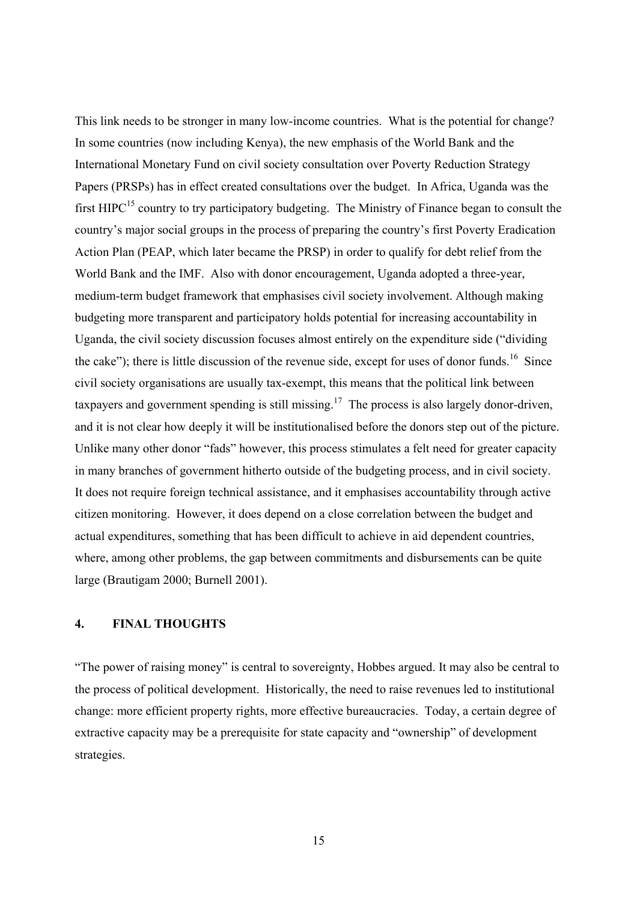This link needs to be stronger in many low-income countries. What is the potential for change? In some countries (now including Kenya), the new emphasis of the World Bank and the International Monetary Fund on civil society consultation over Poverty Reduction Strategy Papers (PRSPs) has in effect created consultations over the budget. In Africa, Uganda was the first HIPC[15] country to try participatory budgeting. The Ministry of Finance began to consult the country's major social groups in the process of preparing the country's first Poverty Eradication Action Plan (PEAP, which later became the PRSP) in order to qualify for debt relief from the World Bank and the IMF. Also with donor encouragement, Uganda adopted a three-year, medium-term budget framework that emphasises civil society involvement. Although making budgeting more transparent and participatory holds potential for increasing accountability in Uganda, the civil society discussion focuses almost entirely on the expenditure side ("dividing the cake"); there is little discussion of the revenue side, except for uses of donor funds.[16] Since civil society organisations are usually tax-exempt, this means that the political link between taxpayers and government spending is still missing.[17] The process is also largely donor-driven, and it is not clear how deeply it will be institutionalised before the donors step out of the picture. Unlike many other donor "fads" however, this process stimulates a felt need for greater capacity in many branches of government hitherto outside of the budgeting process, and in civil society. It does not require foreign technical assistance, and it emphasises accountability through active citizen monitoring. However, it does depend on a close correlation between the budget and actual expenditures, something that has been difficult to achieve in aid dependent countries, where, among other problems, the gap between commitments and disbursements can be quite large (Brautigam 2000; Burnell 2001).

## 4. FINAL THOUGHTS

"The power of raising money" is central to sovereignty, Hobbes argued. It may also be central to the process of political development. Historically, the need to raise revenues led to institutional change: more efficient property rights, more effective bureaucracies. Today, a certain degree of extractive capacity may be a prerequisite for state capacity and "ownership" of development strategies.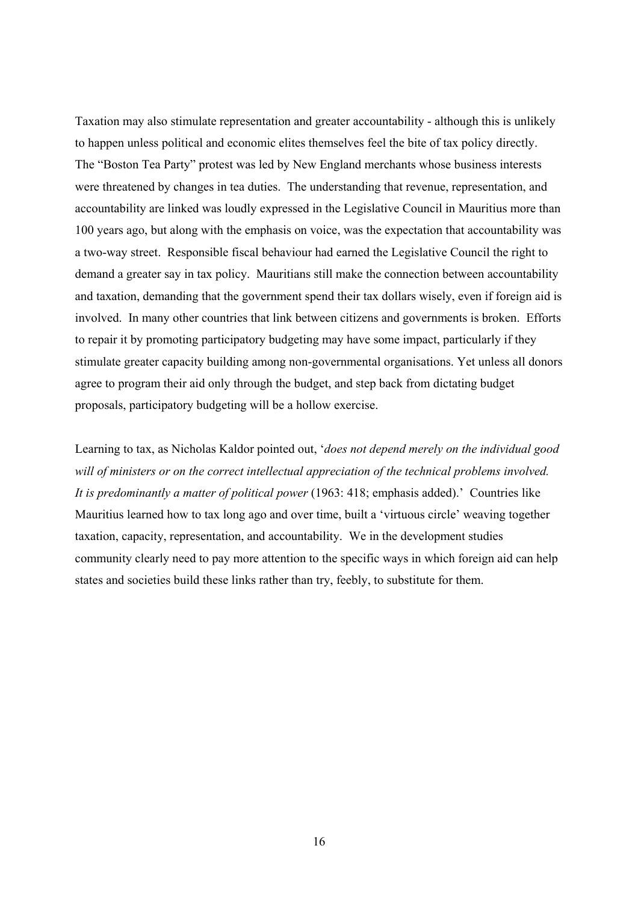Taxation may also stimulate representation and greater accountability - although this is unlikely to happen unless political and economic elites themselves feel the bite of tax policy directly. The "Boston Tea Party" protest was led by New England merchants whose business interests were threatened by changes in tea duties. The understanding that revenue, representation, and accountability are linked was loudly expressed in the Legislative Council in Mauritius more than 100 years ago, but along with the emphasis on voice, was the expectation that accountability was a two-way street. Responsible fiscal behaviour had earned the Legislative Council the right to demand a greater say in tax policy. Mauritians still make the connection between accountability and taxation, demanding that the government spend their tax dollars wisely, even if foreign aid is involved. In many other countries that link between citizens and governments is broken. Efforts to repair it by promoting participatory budgeting may have some impact, particularly if they stimulate greater capacity building among non-governmental organisations. Yet unless all donors agree to program their aid only through the budget, and step back from dictating budget proposals, participatory budgeting will be a hollow exercise.

Learning to tax, as Nicholas Kaldor pointed out, '*does not depend merely on the individual good will of ministers or on the correct intellectual appreciation of the technical problems involved. It is predominantly a matter of political power* (1963: 418; emphasis added).' Countries like Mauritius learned how to tax long ago and over time, built a 'virtuous circle' weaving together taxation, capacity, representation, and accountability. We in the development studies community clearly need to pay more attention to the specific ways in which foreign aid can help states and societies build these links rather than try, feebly, to substitute for them.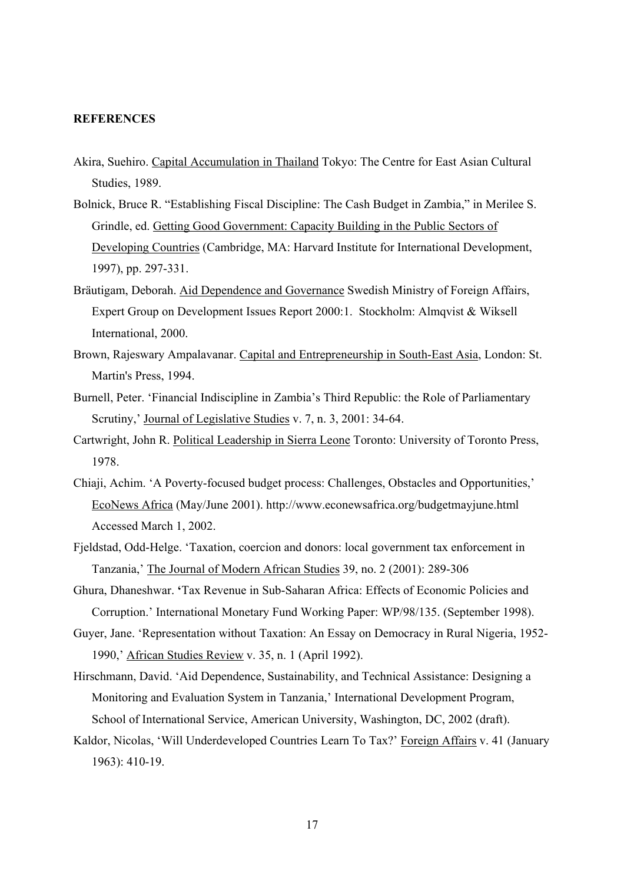**REFERENCES**

Akira, Suehiro. Capital Accumulation in Thailand Tokyo: The Centre for East Asian Cultural Studies, 1989.

Bolnick, Bruce R. "Establishing Fiscal Discipline: The Cash Budget in Zambia," in Merilee S. Grindle, ed. Getting Good Government: Capacity Building in the Public Sectors of Developing Countries (Cambridge, MA: Harvard Institute for International Development, 1997), pp. 297-331.

Bräutigam, Deborah. Aid Dependence and Governance Swedish Ministry of Foreign Affairs, Expert Group on Development Issues Report 2000:1. Stockholm: Almqvist & Wiksell International, 2000.

Brown, Rajeswary Ampalavanar. Capital and Entrepreneurship in South-East Asia, London: St. Martin's Press, 1994.

Burnell, Peter. 'Financial Indiscipline in Zambia's Third Republic: the Role of Parliamentary Scrutiny,' Journal of Legislative Studies v. 7, n. 3, 2001: 34-64.

Cartwright, John R. Political Leadership in Sierra Leone Toronto: University of Toronto Press, 1978.

Chiaji, Achim. 'A Poverty-focused budget process: Challenges, Obstacles and Opportunities,' EcoNews Africa (May/June 2001). http://www.econewsafrica.org/budgetmayjune.html Accessed March 1, 2002.

Fjeldstad, Odd-Helge. 'Taxation, coercion and donors: local government tax enforcement in Tanzania,' The Journal of Modern African Studies 39, no. 2 (2001): 289-306

Ghura, Dhaneshwar. 'Tax Revenue in Sub-Saharan Africa: Effects of Economic Policies and Corruption.' International Monetary Fund Working Paper: WP/98/135. (September 1998).

Guyer, Jane. 'Representation without Taxation: An Essay on Democracy in Rural Nigeria, 1952-1990,' African Studies Review v. 35, n. 1 (April 1992).

Hirschmann, David. 'Aid Dependence, Sustainability, and Technical Assistance: Designing a Monitoring and Evaluation System in Tanzania,' International Development Program, School of International Service, American University, Washington, DC, 2002 (draft).

Kaldor, Nicolas, 'Will Underdeveloped Countries Learn To Tax?' Foreign Affairs v. 41 (January 1963): 410-19.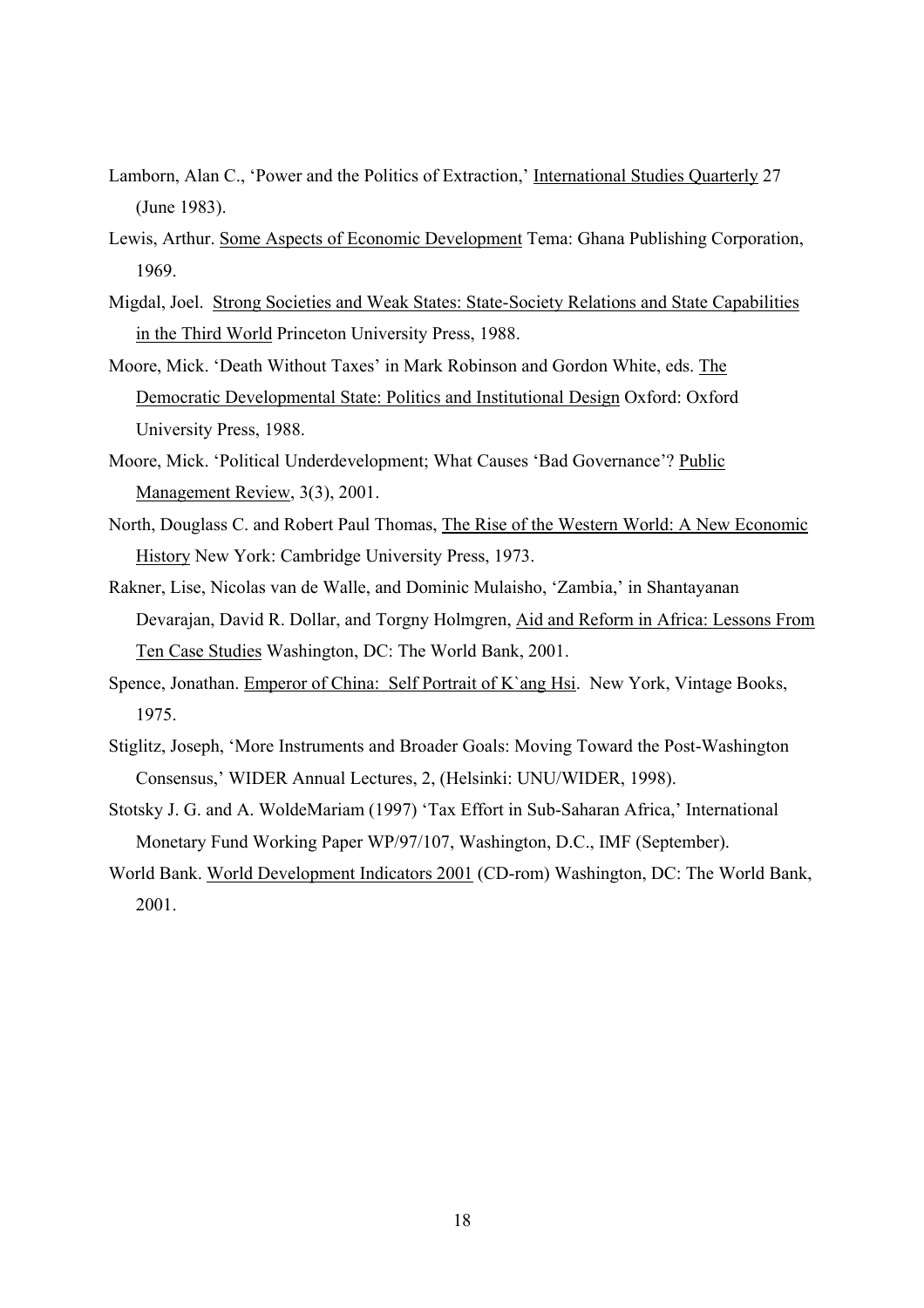Lamborn, Alan C., 'Power and the Politics of Extraction,' International Studies Quarterly 27 (June 1983).

Lewis, Arthur. Some Aspects of Economic Development Tema: Ghana Publishing Corporation, 1969.

Migdal, Joel. Strong Societies and Weak States: State-Society Relations and State Capabilities in the Third World Princeton University Press, 1988.

Moore, Mick. 'Death Without Taxes' in Mark Robinson and Gordon White, eds. The Democratic Developmental State: Politics and Institutional Design Oxford: Oxford University Press, 1988.

Moore, Mick. 'Political Underdevelopment; What Causes 'Bad Governance'? Public Management Review, 3(3), 2001.

North, Douglass C. and Robert Paul Thomas, The Rise of the Western World: A New Economic History New York: Cambridge University Press, 1973.

Rakner, Lise, Nicolas van de Walle, and Dominic Mulaisho, 'Zambia,' in Shantayanan Devarajan, David R. Dollar, and Torgny Holmgren, Aid and Reform in Africa: Lessons From Ten Case Studies Washington, DC: The World Bank, 2001.

Spence, Jonathan. Emperor of China: Self Portrait of K`ang Hsi. New York, Vintage Books, 1975.

Stiglitz, Joseph, 'More Instruments and Broader Goals: Moving Toward the Post-Washington Consensus,' WIDER Annual Lectures, 2, (Helsinki: UNU/WIDER, 1998).

Stotsky J. G. and A. WoldeMariam (1997) 'Tax Effort in Sub-Saharan Africa,' International Monetary Fund Working Paper WP/97/107, Washington, D.C., IMF (September).

World Bank. World Development Indicators 2001 (CD-rom) Washington, DC: The World Bank, 2001.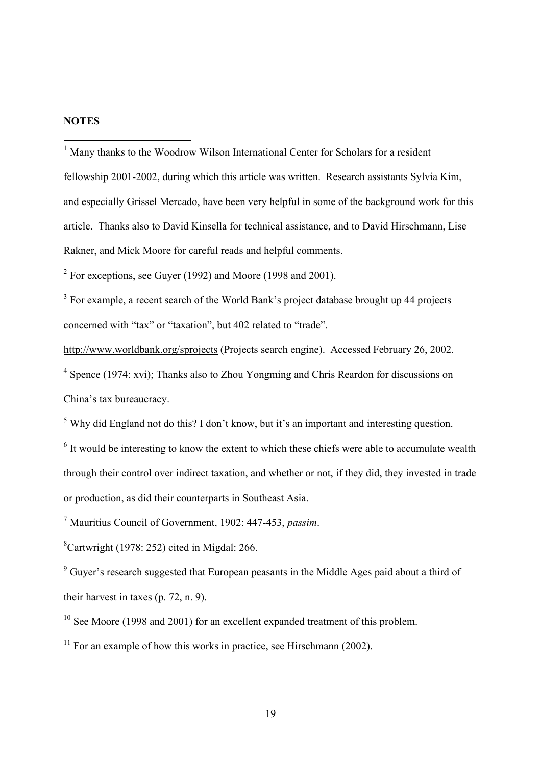## NOTES

[1] Many thanks to the Woodrow Wilson International Center for Scholars for a resident fellowship 2001-2002, during which this article was written. Research assistants Sylvia Kim, and especially Grissel Mercado, have been very helpful in some of the background work for this article. Thanks also to David Kinsella for technical assistance, and to David Hirschmann, Lise Rakner, and Mick Moore for careful reads and helpful comments.

[2] For exceptions, see Guyer (1992) and Moore (1998 and 2001).

[3] For example, a recent search of the World Bank's project database brought up 44 projects concerned with "tax" or "taxation", but 402 related to "trade". http://www.worldbank.org/sprojects (Projects search engine). Accessed February 26, 2002.

[4] Spence (1974: xvi); Thanks also to Zhou Yongming and Chris Reardon for discussions on China's tax bureaucracy.

[5] Why did England not do this? I don't know, but it's an important and interesting question.

[6] It would be interesting to know the extent to which these chiefs were able to accumulate wealth through their control over indirect taxation, and whether or not, if they did, they invested in trade or production, as did their counterparts in Southeast Asia.

[7] Mauritius Council of Government, 1902: 447-453, *passim*.

[8] Cartwright (1978: 252) cited in Migdal: 266.

[9] Guyer's research suggested that European peasants in the Middle Ages paid about a third of their harvest in taxes (p. 72, n. 9).

[10] See Moore (1998 and 2001) for an excellent expanded treatment of this problem.

[11] For an example of how this works in practice, see Hirschmann (2002).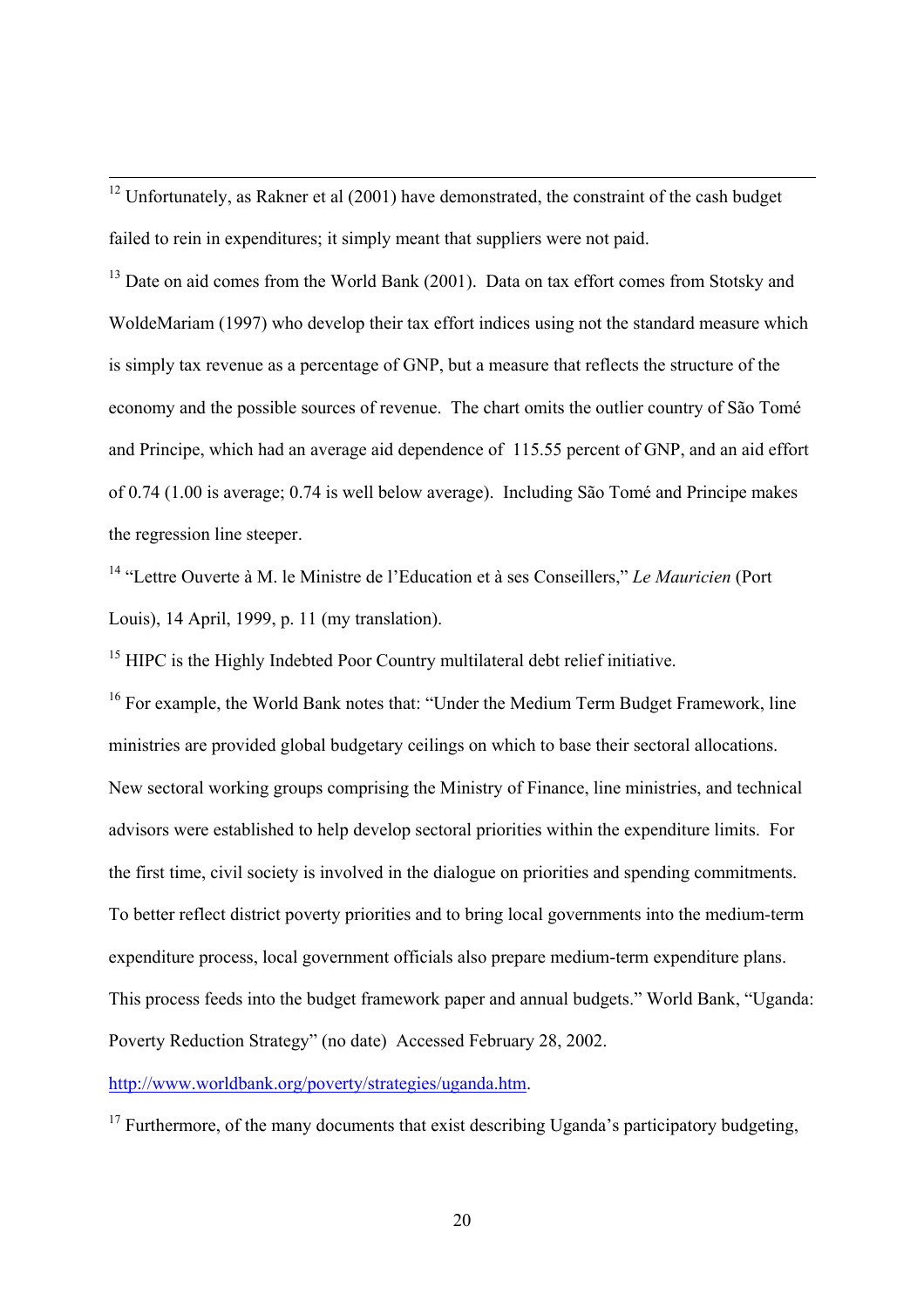[12] Unfortunately, as Rakner et al (2001) have demonstrated, the constraint of the cash budget failed to rein in expenditures; it simply meant that suppliers were not paid.

[13] Date on aid comes from the World Bank (2001). Data on tax effort comes from Stotsky and WoldeMariam (1997) who develop their tax effort indices using not the standard measure which is simply tax revenue as a percentage of GNP, but a measure that reflects the structure of the economy and the possible sources of revenue. The chart omits the outlier country of São Tomé and Principe, which had an average aid dependence of 115.55 percent of GNP, and an aid effort of 0.74 (1.00 is average; 0.74 is well below average). Including São Tomé and Principe makes the regression line steeper.

[14] "Lettre Ouverte à M. le Ministre de l'Education et à ses Conseillers," *Le Mauricien* (Port Louis), 14 April, 1999, p. 11 (my translation).

[15] HIPC is the Highly Indebted Poor Country multilateral debt relief initiative.

[16] For example, the World Bank notes that: "Under the Medium Term Budget Framework, line ministries are provided global budgetary ceilings on which to base their sectoral allocations. New sectoral working groups comprising the Ministry of Finance, line ministries, and technical advisors were established to help develop sectoral priorities within the expenditure limits. For the first time, civil society is involved in the dialogue on priorities and spending commitments. To better reflect district poverty priorities and to bring local governments into the medium-term expenditure process, local government officials also prepare medium-term expenditure plans. This process feeds into the budget framework paper and annual budgets." World Bank, "Uganda: Poverty Reduction Strategy" (no date) Accessed February 28, 2002.

http://www.worldbank.org/poverty/strategies/uganda.htm.

[17] Furthermore, of the many documents that exist describing Uganda's participatory budgeting,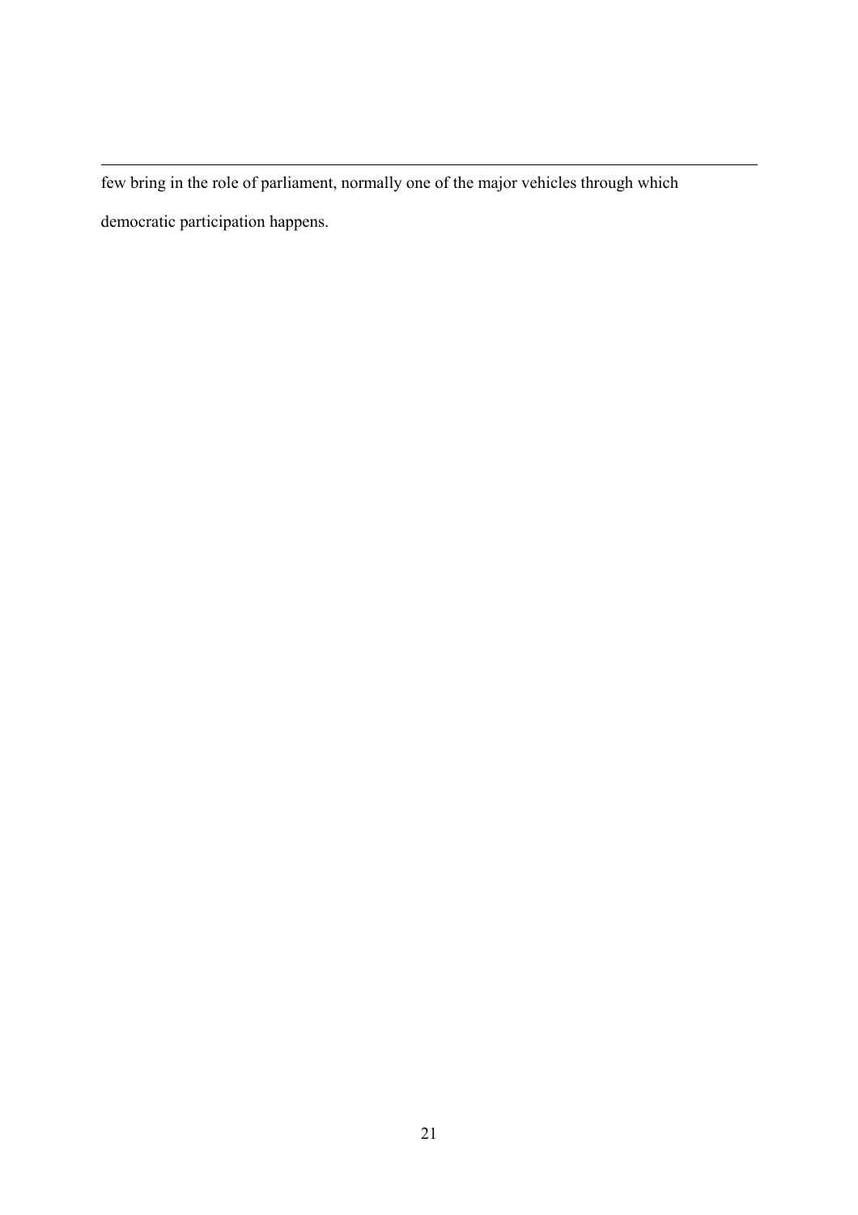few bring in the role of parliament, normally one of the major vehicles through which democratic participation happens.